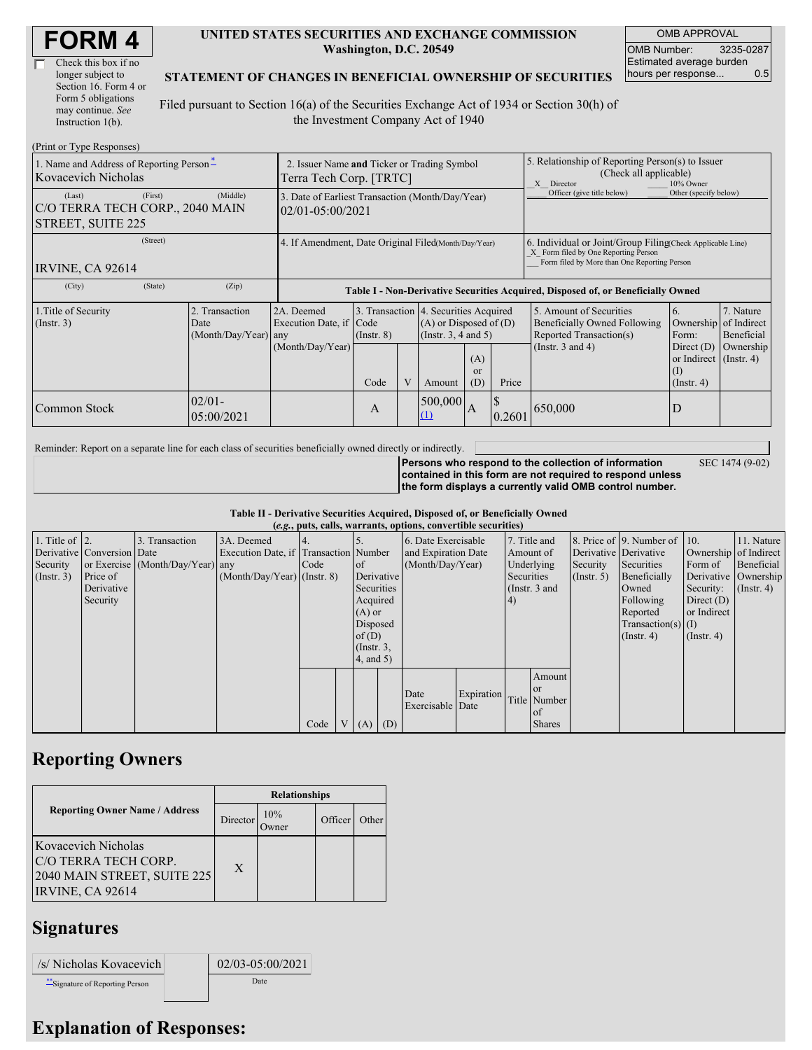# FORM 4

☐ Check this box if no longer subject to Section 16. Form 4 or Form 5 obligations may continue. *See* Instruction 1(b).

**UNITED STATES SECURITIES AND EXCHANGE COMMISSION**
**Washington, D.C. 20549**

**STATEMENT OF CHANGES IN BENEFICIAL OWNERSHIP OF SECURITIES**

Filed pursuant to Section 16(a) of the Securities Exchange Act of 1934 or Section 30(h) of the Investment Company Act of 1940

| OMB APPROVAL | |
|---|---|
| OMB Number: | 3235-0287 |
| Estimated average burden hours per response... | 0.5 |

(Print or Type Responses)

| 1. Name and Address of Reporting Person* | 2. Issuer Name and Ticker or Trading Symbol | 5. Relationship of Reporting Person(s) to Issuer (Check all applicable) |
|---|---|---|
| Kovacevich Nicholas | Terra Tech Corp. [TRTC] | _X_ Director ___ 10% Owner ___ Officer (give title below) ___ Other (specify below) |
| (Last) (First) (Middle) C/O TERRA TECH CORP., 2040 MAIN STREET, SUITE 225 | 3. Date of Earliest Transaction (Month/Day/Year) 02/01-05:00/2021 | |
| (Street) IRVINE, CA 92614 | 4. If Amendment, Date Original Filed (Month/Day/Year) | 6. Individual or Joint/Group Filing (Check Applicable Line) _X_ Form filed by One Reporting Person ___ Form filed by More than One Reporting Person |
| (City) (State) (Zip) | | |

**Table I - Non-Derivative Securities Acquired, Disposed of, or Beneficially Owned**

| 1.Title of Security (Instr. 3) | 2. Transaction Date (Month/Day/Year) | 2A. Deemed Execution Date, if any (Month/Day/Year) | 3. Transaction Code (Instr. 8) | | 4. Securities Acquired (A) or Disposed of (D) (Instr. 3, 4 and 5) | | | 5. Amount of Securities Beneficially Owned Following Reported Transaction(s) (Instr. 3 and 4) | 6. Ownership Form: Direct (D) or Indirect (I) (Instr. 4) | 7. Nature of Indirect Beneficial Ownership (Instr. 4) |
|---|---|---|---|---|---|---|---|---|---|---|
| | | | Code | V | Amount | (A) or (D) | Price | | | |
| Common Stock | 02/01-05:00/2021 | | A | | 500,000 (1) | A | $ 0.2601 | 650,000 | D | |

Reminder: Report on a separate line for each class of securities beneficially owned directly or indirectly.

**Persons who respond to the collection of information contained in this form are not required to respond unless the form displays a currently valid OMB control number.** SEC 1474 (9-02)

**Table II - Derivative Securities Acquired, Disposed of, or Beneficially Owned**
**(*e.g.*, puts, calls, warrants, options, convertible securities)**

| 1. Title of Derivative Security (Instr. 3) | 2. Conversion or Exercise Price of Derivative Security | 3. Transaction Date (Month/Day/Year) | 3A. Deemed Execution Date, if any (Month/Day/Year) | 4. Transaction Code (Instr. 8) | | 5. Number of Derivative Securities Acquired (A) or Disposed of (D) (Instr. 3, 4, and 5) | | 6. Date Exercisable and Expiration Date (Month/Day/Year) | | 7. Title and Amount of Underlying Securities (Instr. 3 and 4) | | 8. Price of Derivative Security (Instr. 5) | 9. Number of Derivative Securities Beneficially Owned Following Reported Transaction(s) (Instr. 4) | 10. Ownership Form of Derivative Security: Direct (D) or Indirect (I) (Instr. 4) | 11. Nature of Indirect Beneficial Ownership (Instr. 4) |
|---|---|---|---|---|---|---|---|---|---|---|---|---|---|---|---|
| | | | | Code | V | (A) | (D) | Date Exercisable | Expiration Date | Title | Amount or Number of Shares | | | | |

## Reporting Owners

| Reporting Owner Name / Address | Relationships | | | |
|---|---|---|---|---|
| | Director | 10% Owner | Officer | Other |
| Kovacevich Nicholas C/O TERRA TECH CORP. 2040 MAIN STREET, SUITE 225 IRVINE, CA 92614 | X | | | |

## Signatures

| /s/ Nicholas Kovacevich | | 02/03-05:00/2021 |
|---|---|---|
| **Signature of Reporting Person | | Date |

## Explanation of Responses: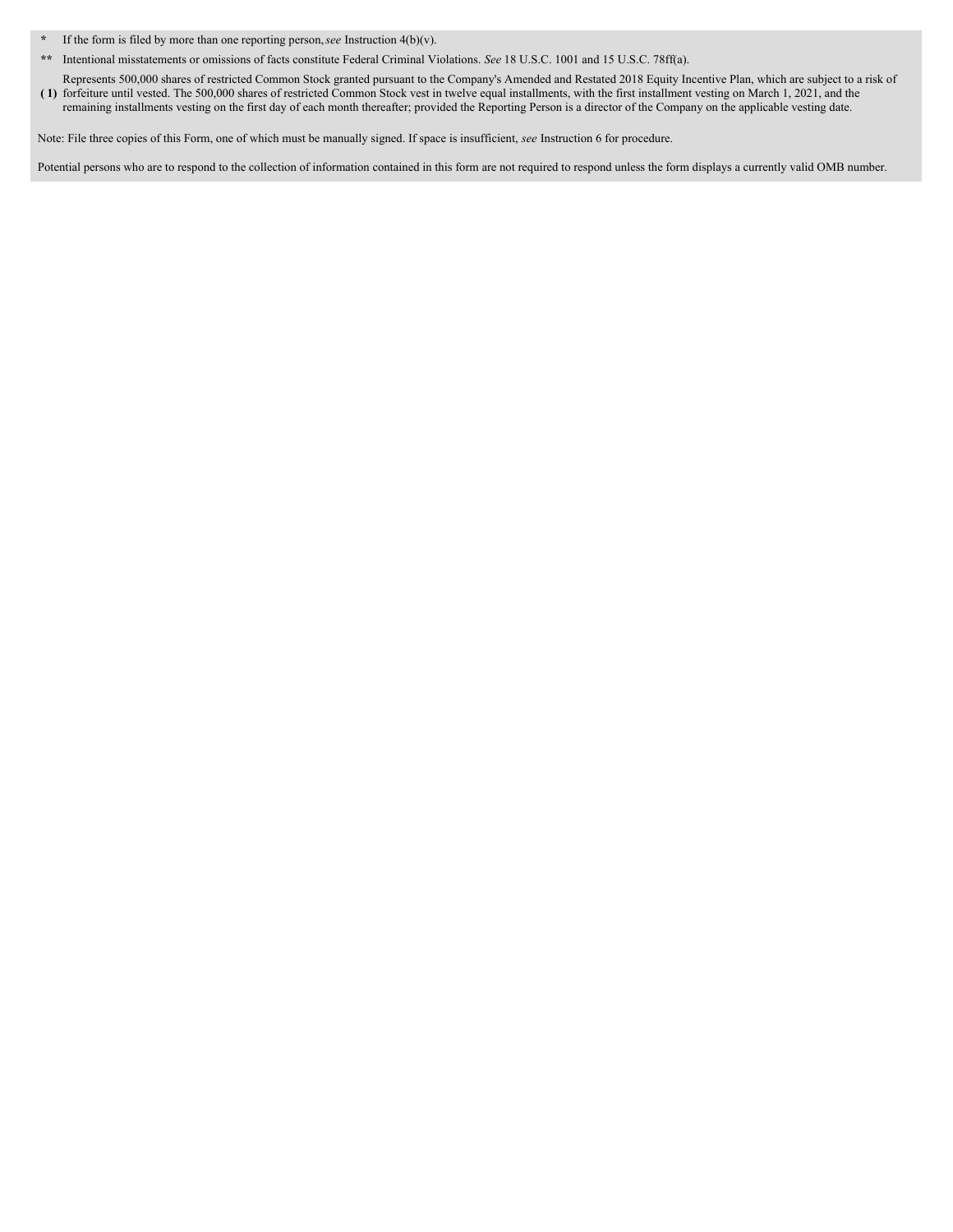\* If the form is filed by more than one reporting person, *see* Instruction 4(b)(v).

\*\* Intentional misstatements or omissions of facts constitute Federal Criminal Violations. *See* 18 U.S.C. 1001 and 15 U.S.C. 78ff(a).

(1) Represents 500,000 shares of restricted Common Stock granted pursuant to the Company's Amended and Restated 2018 Equity Incentive Plan, which are subject to a risk of forfeiture until vested. The 500,000 shares of restricted Common Stock vest in twelve equal installments, with the first installment vesting on March 1, 2021, and the remaining installments vesting on the first day of each month thereafter; provided the Reporting Person is a director of the Company on the applicable vesting date.

Note: File three copies of this Form, one of which must be manually signed. If space is insufficient, *see* Instruction 6 for procedure.

Potential persons who are to respond to the collection of information contained in this form are not required to respond unless the form displays a currently valid OMB number.